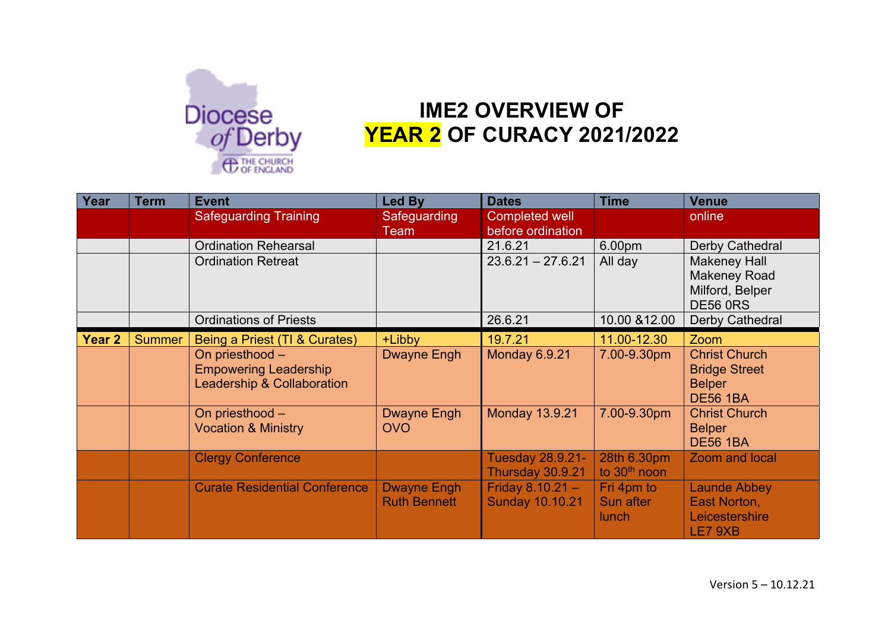Diocese of Derby

THE CHURCH OF ENGLAND

# IME2 OVERVIEW OF YEAR 2 OF CURACY 2021/2022

| Year | Term | Event | Led By | Dates | Time | Venue |
|---|---|---|---|---|---|---|
| | | Safeguarding Training | Safeguarding Team | Completed well before ordination | | online |
| | | Ordination Rehearsal | | 21.6.21 | 6.00pm | Derby Cathedral |
| | | Ordination Retreat | | 23.6.21 – 27.6.21 | All day | Makeney Hall Makeney Road Milford, Belper DE56 0RS |
| | | Ordinations of Priests | | 26.6.21 | 10.00 &12.00 | Derby Cathedral |
| Year 2 | Summer | Being a Priest (TI & Curates) | +Libby | 19.7.21 | 11.00-12.30 | Zoom |
| | | On priesthood – Empowering Leadership Leadership & Collaboration | Dwayne Engh | Monday 6.9.21 | 7.00-9.30pm | Christ Church Bridge Street Belper DE56 1BA |
| | | On priesthood – Vocation & Ministry | Dwayne Engh OVO | Monday 13.9.21 | 7.00-9.30pm | Christ Church Belper DE56 1BA |
| | | Clergy Conference | | Tuesday 28.9.21- Thursday 30.9.21 | 28th 6.30pm to 30th noon | Zoom and local |
| | | Curate Residential Conference | Dwayne Engh Ruth Bennett | Friday 8.10.21 – Sunday 10.10.21 | Fri 4pm to Sun after lunch | Launde Abbey East Norton, Leicestershire LE7 9XB |

Version 5 – 10.12.21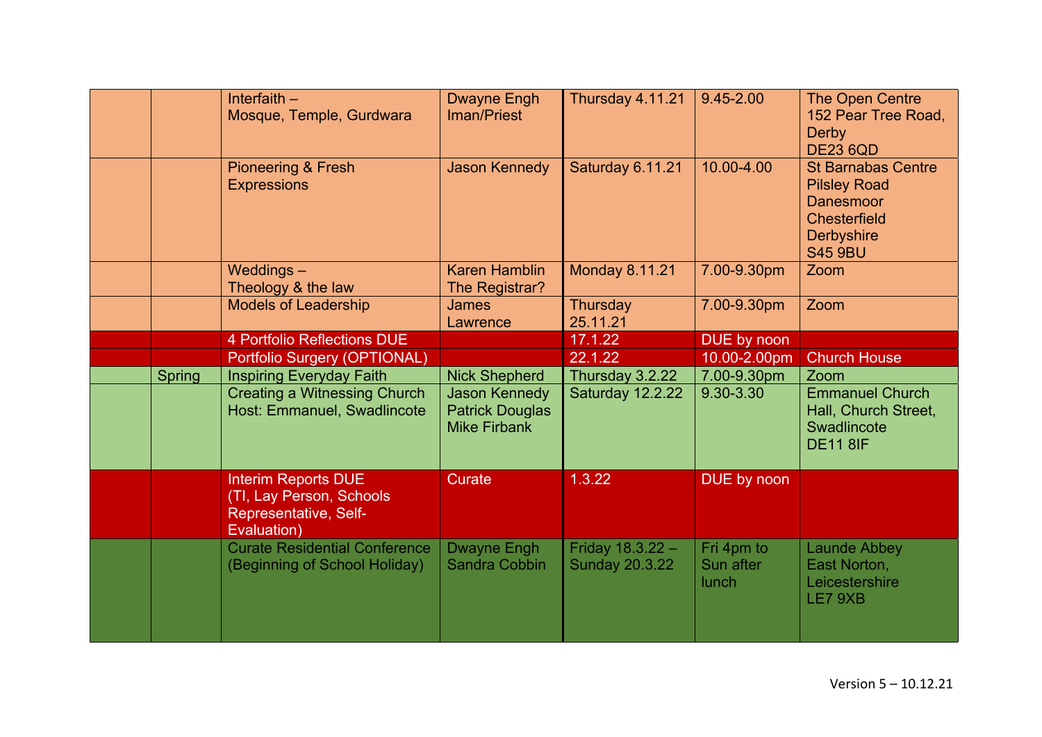| | | | | | | |
|---|---|---|---|---|---|---|
| | | Interfaith – Mosque, Temple, Gurdwara | Dwayne Engh Iman/Priest | Thursday 4.11.21 | 9.45-2.00 | The Open Centre 152 Pear Tree Road, Derby DE23 6QD |
| | | Pioneering & Fresh Expressions | Jason Kennedy | Saturday 6.11.21 | 10.00-4.00 | St Barnabas Centre Pilsley Road Danesmoor Chesterfield Derbyshire S45 9BU |
| | | Weddings – Theology & the law | Karen Hamblin The Registrar? | Monday 8.11.21 | 7.00-9.30pm | Zoom |
| | | Models of Leadership | James Lawrence | Thursday 25.11.21 | 7.00-9.30pm | Zoom |
| | | 4 Portfolio Reflections DUE | | 17.1.22 | DUE by noon | |
| | | Portfolio Surgery (OPTIONAL) | | 22.1.22 | 10.00-2.00pm | Church House |
| | Spring | Inspiring Everyday Faith | Nick Shepherd | Thursday 3.2.22 | 7.00-9.30pm | Zoom |
| | | Creating a Witnessing Church Host: Emmanuel, Swadlincote | Jason Kennedy Patrick Douglas Mike Firbank | Saturday 12.2.22 | 9.30-3.30 | Emmanuel Church Hall, Church Street, Swadlincote DE11 8IF |
| | | Interim Reports DUE (TI, Lay Person, Schools Representative, Self-Evaluation) | Curate | 1.3.22 | DUE by noon | |
| | | Curate Residential Conference (Beginning of School Holiday) | Dwayne Engh Sandra Cobbin | Friday 18.3.22 – Sunday 20.3.22 | Fri 4pm to Sun after lunch | Launde Abbey East Norton, Leicestershire LE7 9XB |

Version 5 – 10.12.21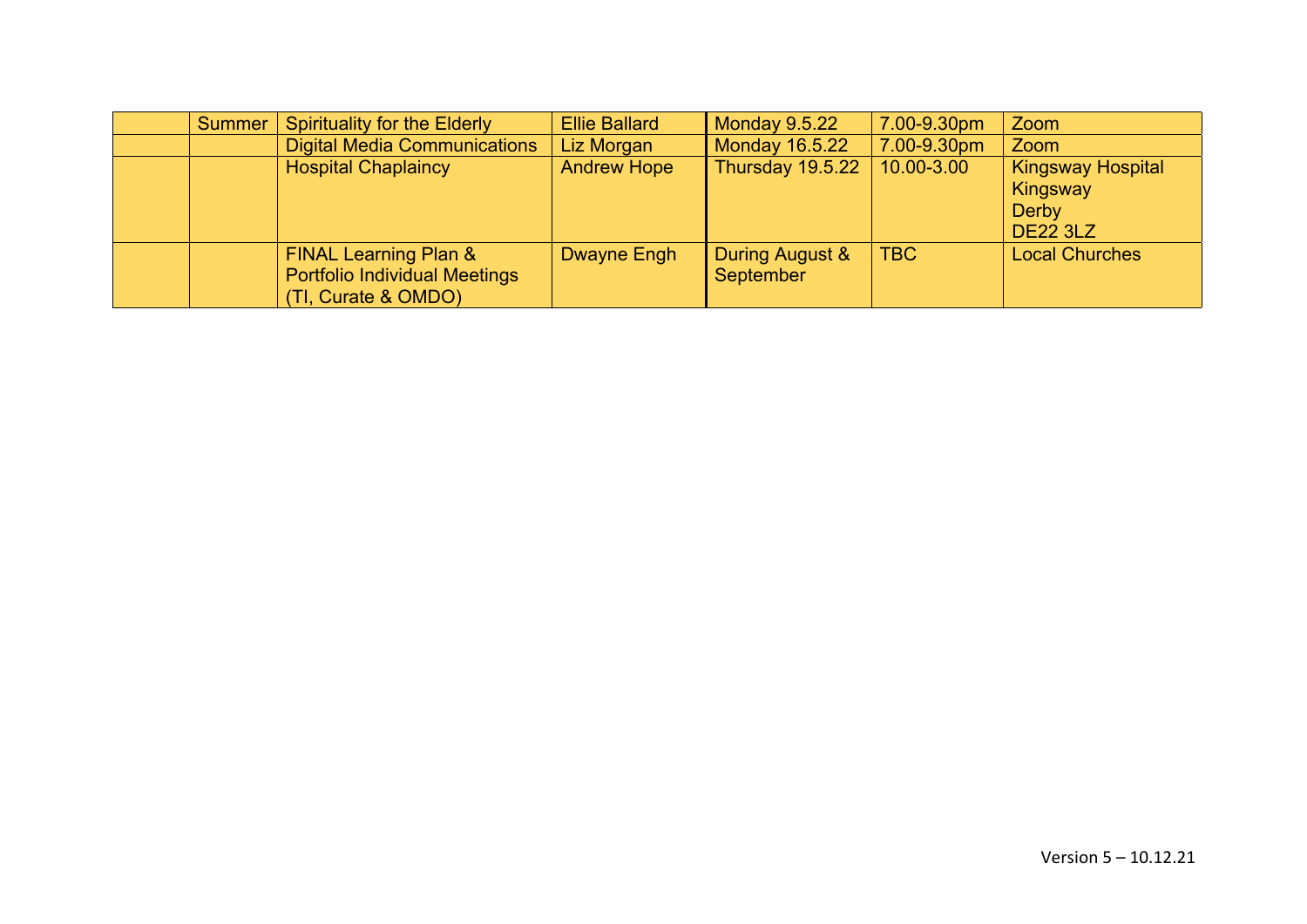| | | | | | | |
|---|---|---|---|---|---|---|
| | Summer | Spirituality for the Elderly | Ellie Ballard | Monday 9.5.22 | 7.00-9.30pm | Zoom |
| | | Digital Media Communications | Liz Morgan | Monday 16.5.22 | 7.00-9.30pm | Zoom |
| | | Hospital Chaplaincy | Andrew Hope | Thursday 19.5.22 | 10.00-3.00 | Kingsway Hospital<br>Kingsway<br>Derby<br>DE22 3LZ |
| | | FINAL Learning Plan & Portfolio Individual Meetings (TI, Curate & OMDO) | Dwayne Engh | During August & September | TBC | Local Churches |

Version 5 – 10.12.21